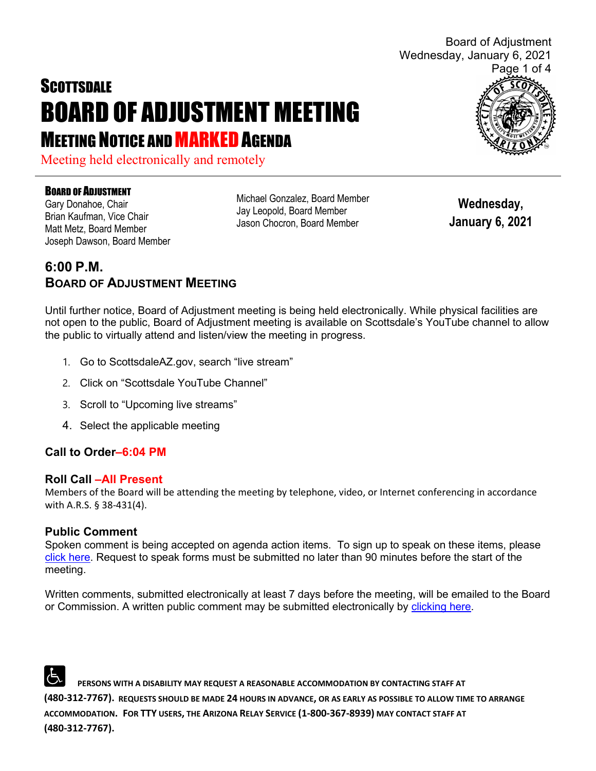# SCOTTSDALE
# BOARD OF ADJUSTMENT MEETING
## MEETING NOTICE AND MARKED AGENDA

Meeting held electronically and remotely

**BOARD OF ADJUSTMENT**
Gary Donahoe, Chair
Brian Kaufman, Vice Chair
Matt Metz, Board Member
Joseph Dawson, Board Member
Michael Gonzalez, Board Member
Jay Leopold, Board Member
Jason Chocron, Board Member

**Wednesday, January 6, 2021**

## 6:00 P.M.
## BOARD OF ADJUSTMENT MEETING

Until further notice, Board of Adjustment meeting is being held electronically. While physical facilities are not open to the public, Board of Adjustment meeting is available on Scottsdale's YouTube channel to allow the public to virtually attend and listen/view the meeting in progress.

1. Go to ScottsdaleAZ.gov, search "live stream"
2. Click on "Scottsdale YouTube Channel"
3. Scroll to "Upcoming live streams"
4. Select the applicable meeting

### Call to Order–6:04 PM

### Roll Call –All Present

Members of the Board will be attending the meeting by telephone, video, or Internet conferencing in accordance with A.R.S. § 38-431(4).

### Public Comment

Spoken comment is being accepted on agenda action items. To sign up to speak on these items, please click here. Request to speak forms must be submitted no later than 90 minutes before the start of the meeting.

Written comments, submitted electronically at least 7 days before the meeting, will be emailed to the Board or Commission. A written public comment may be submitted electronically by clicking here.

**PERSONS WITH A DISABILITY MAY REQUEST A REASONABLE ACCOMMODATION BY CONTACTING STAFF AT (480-312-7767). REQUESTS SHOULD BE MADE 24 HOURS IN ADVANCE, OR AS EARLY AS POSSIBLE TO ALLOW TIME TO ARRANGE ACCOMMODATION. FOR TTY USERS, THE ARIZONA RELAY SERVICE (1-800-367-8939) MAY CONTACT STAFF AT (480-312-7767).**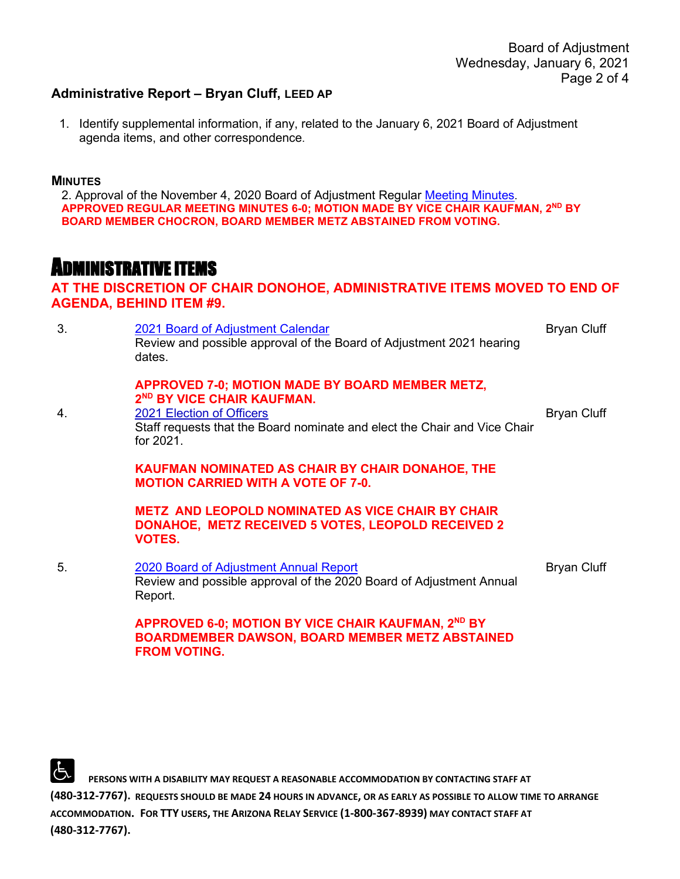## Administrative Report – Bryan Cluff, LEED AP

1. Identify supplemental information, if any, related to the January 6, 2021 Board of Adjustment agenda items, and other correspondence.

### MINUTES

2. Approval of the November 4, 2020 Board of Adjustment Regular Meeting Minutes.
**APPROVED REGULAR MEETING MINUTES 6-0; MOTION MADE BY VICE CHAIR KAUFMAN, 2ND BY BOARD MEMBER CHOCRON, BOARD MEMBER METZ ABSTAINED FROM VOTING.**

# ADMINISTRATIVE ITEMS

**AT THE DISCRETION OF CHAIR DONOHOE, ADMINISTRATIVE ITEMS MOVED TO END OF AGENDA, BEHIND ITEM #9.**

3. 2021 Board of Adjustment Calendar — Bryan Cluff
Review and possible approval of the Board of Adjustment 2021 hearing dates.

**APPROVED 7-0; MOTION MADE BY BOARD MEMBER METZ, 2ND BY VICE CHAIR KAUFMAN.**

4. 2021 Election of Officers — Bryan Cluff
Staff requests that the Board nominate and elect the Chair and Vice Chair for 2021.

**KAUFMAN NOMINATED AS CHAIR BY CHAIR DONAHOE, THE MOTION CARRIED WITH A VOTE OF 7-0.**

**METZ AND LEOPOLD NOMINATED AS VICE CHAIR BY CHAIR DONAHOE, METZ RECEIVED 5 VOTES, LEOPOLD RECEIVED 2 VOTES.**

5. 2020 Board of Adjustment Annual Report — Bryan Cluff
Review and possible approval of the 2020 Board of Adjustment Annual Report.

**APPROVED 6-0; MOTION BY VICE CHAIR KAUFMAN, 2ND BY BOARDMEMBER DAWSON, BOARD MEMBER METZ ABSTAINED FROM VOTING.**

PERSONS WITH A DISABILITY MAY REQUEST A REASONABLE ACCOMMODATION BY CONTACTING STAFF AT (480-312-7767). REQUESTS SHOULD BE MADE 24 HOURS IN ADVANCE, OR AS EARLY AS POSSIBLE TO ALLOW TIME TO ARRANGE ACCOMMODATION. FOR TTY USERS, THE ARIZONA RELAY SERVICE (1-800-367-8939) MAY CONTACT STAFF AT (480-312-7767).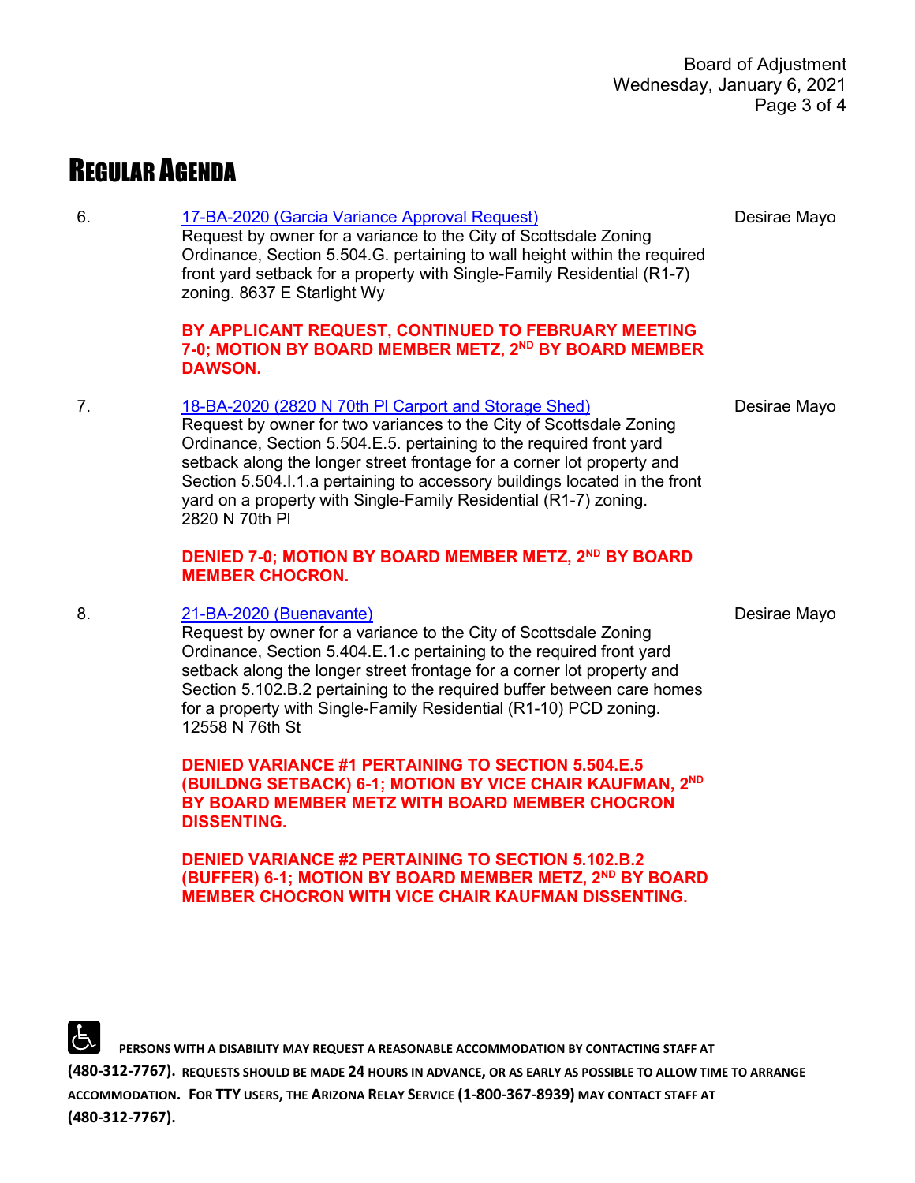# REGULAR AGENDA

6. [17-BA-2020 (Garcia Variance Approval Request)] — Desirae Mayo

   Request by owner for a variance to the City of Scottsdale Zoning Ordinance, Section 5.504.G. pertaining to wall height within the required front yard setback for a property with Single-Family Residential (R1-7) zoning. 8637 E Starlight Wy

   **BY APPLICANT REQUEST, CONTINUED TO FEBRUARY MEETING 7-0; MOTION BY BOARD MEMBER METZ, 2ND BY BOARD MEMBER DAWSON.**

7. [18-BA-2020 (2820 N 70th Pl Carport and Storage Shed)] — Desirae Mayo

   Request by owner for two variances to the City of Scottsdale Zoning Ordinance, Section 5.504.E.5. pertaining to the required front yard setback along the longer street frontage for a corner lot property and Section 5.504.I.1.a pertaining to accessory buildings located in the front yard on a property with Single-Family Residential (R1-7) zoning. 2820 N 70th Pl

   **DENIED 7-0; MOTION BY BOARD MEMBER METZ, 2ND BY BOARD MEMBER CHOCRON.**

8. [21-BA-2020 (Buenavante)] — Desirae Mayo

   Request by owner for a variance to the City of Scottsdale Zoning Ordinance, Section 5.404.E.1.c pertaining to the required front yard setback along the longer street frontage for a corner lot property and Section 5.102.B.2 pertaining to the required buffer between care homes for a property with Single-Family Residential (R1-10) PCD zoning. 12558 N 76th St

   **DENIED VARIANCE #1 PERTAINING TO SECTION 5.504.E.5 (BUILDNG SETBACK) 6-1; MOTION BY VICE CHAIR KAUFMAN, 2ND BY BOARD MEMBER METZ WITH BOARD MEMBER CHOCRON DISSENTING.**

   **DENIED VARIANCE #2 PERTAINING TO SECTION 5.102.B.2 (BUFFER) 6-1; MOTION BY BOARD MEMBER METZ, 2ND BY BOARD MEMBER CHOCRON WITH VICE CHAIR KAUFMAN DISSENTING.**

**PERSONS WITH A DISABILITY MAY REQUEST A REASONABLE ACCOMMODATION BY CONTACTING STAFF AT (480-312-7767). REQUESTS SHOULD BE MADE 24 HOURS IN ADVANCE, OR AS EARLY AS POSSIBLE TO ALLOW TIME TO ARRANGE ACCOMMODATION. FOR TTY USERS, THE ARIZONA RELAY SERVICE (1-800-367-8939) MAY CONTACT STAFF AT (480-312-7767).**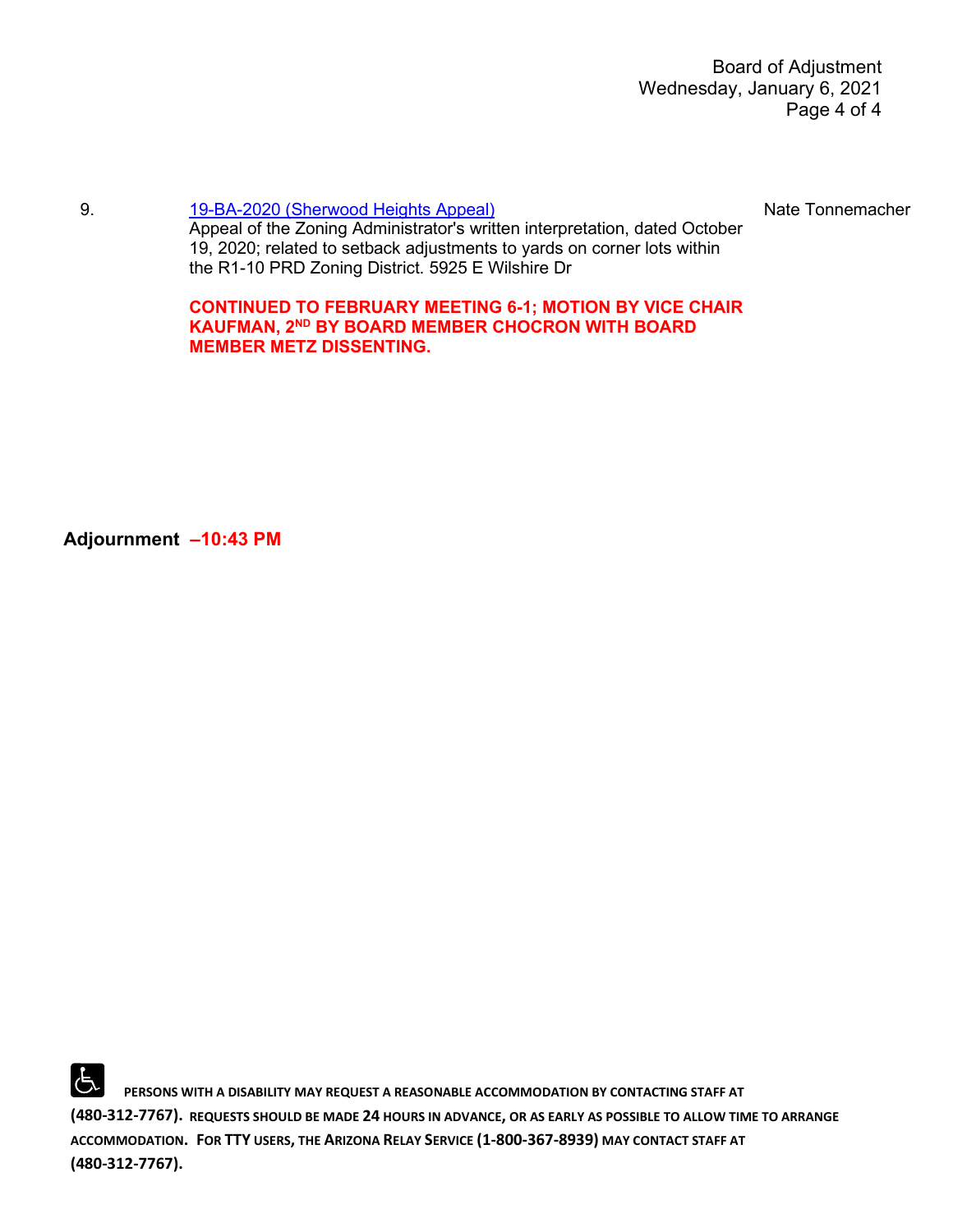9. [19-BA-2020 (Sherwood Heights Appeal)] Nate Tonnemacher

Appeal of the Zoning Administrator's written interpretation, dated October 19, 2020; related to setback adjustments to yards on corner lots within the R1-10 PRD Zoning District. 5925 E Wilshire Dr

**CONTINUED TO FEBRUARY MEETING 6-1; MOTION BY VICE CHAIR KAUFMAN, 2ND BY BOARD MEMBER CHOCRON WITH BOARD MEMBER METZ DISSENTING.**

**Adjournment –10:43 PM**

PERSONS WITH A DISABILITY MAY REQUEST A REASONABLE ACCOMMODATION BY CONTACTING STAFF AT (480-312-7767). REQUESTS SHOULD BE MADE 24 HOURS IN ADVANCE, OR AS EARLY AS POSSIBLE TO ALLOW TIME TO ARRANGE ACCOMMODATION. FOR TTY USERS, THE ARIZONA RELAY SERVICE (1-800-367-8939) MAY CONTACT STAFF AT (480-312-7767).